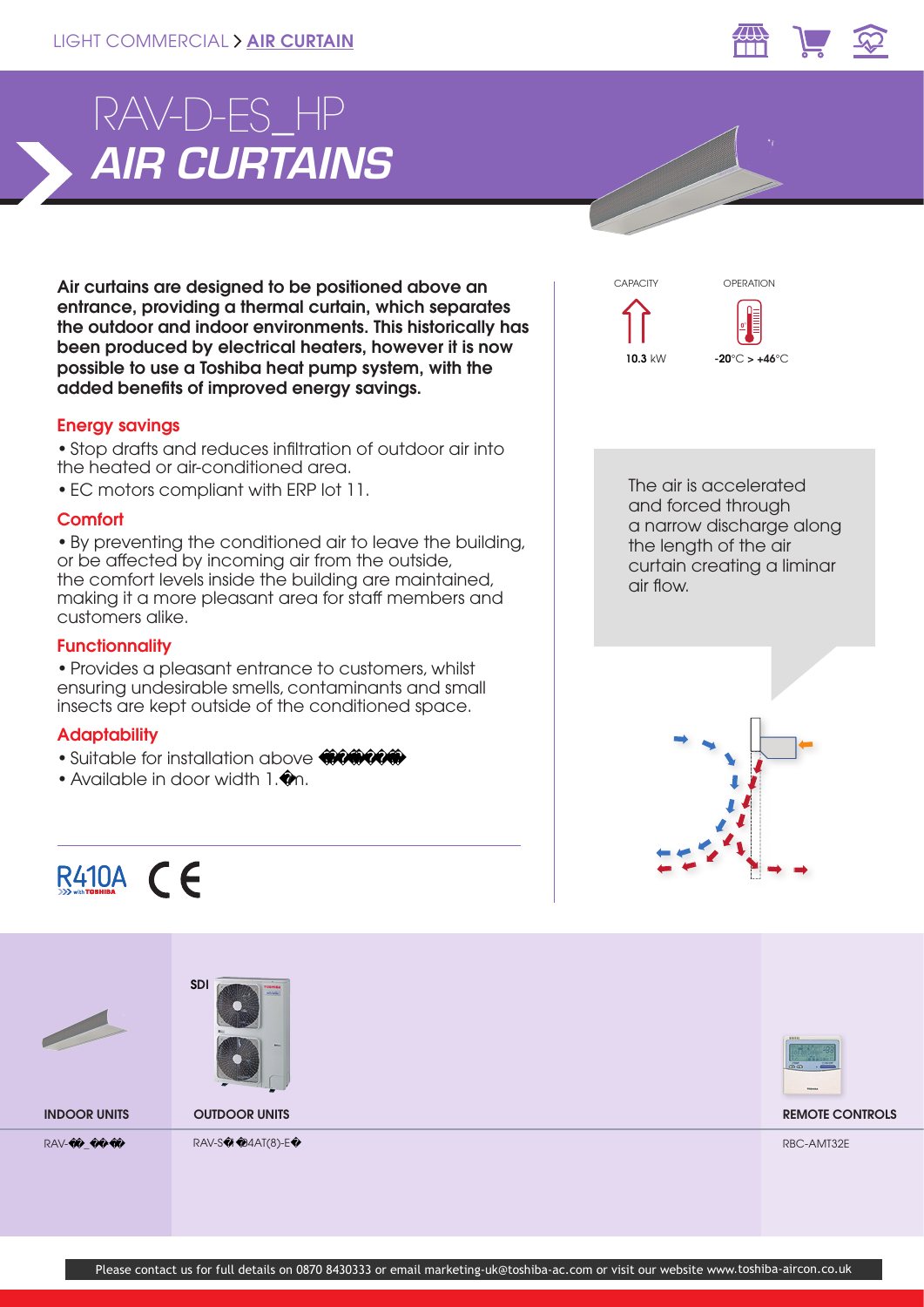LIGHT COMMERCIAL > AIR CURTAIN

# RAV-D-ES_HP
# *AIR CURTAINS*

**Air curtains are designed to be positioned above an entrance, providing a thermal curtain, which separates the outdoor and indoor environments. This historically has been produced by electrical heaters, however it is now possible to use a Toshiba heat pump system, with the added benefits of improved energy savings.**

CAPACITY

**10.3** kW

OPERATION

**-20**°C > **+46**°C

### Energy savings

- Stop drafts and reduces infiltration of outdoor air into the heated or air-conditioned area.
- EC motors compliant with ERP lot 11.

### Comfort

- By preventing the conditioned air to leave the building, or be affected by incoming air from the outside, the comfort levels inside the building are maintained, making it a more pleasant area for staff members and customers alike.

### Functionnality

- Provides a pleasant entrance to customers, whilst ensuring undesirable smells, contaminants and small insects are kept outside of the conditioned space.

### Adaptability

- Suitable for installation above �����
- Available in door width 1.�m.

The air is accelerated and forced through a narrow discharge along the length of the air curtain creating a liminar air flow.

R410A CE

| INDOOR UNITS | OUTDOOR UNITS | REMOTE CONTROLS |
| --- | --- | --- |
| | SDI | |
| RAV-��_��� | RAV-S��4AT(8)-E� | RBC-AMT32E |

Please contact us for full details on 0870 8430333 or email marketing-uk@toshiba-ac.com or visit our website www.toshiba-aircon.co.uk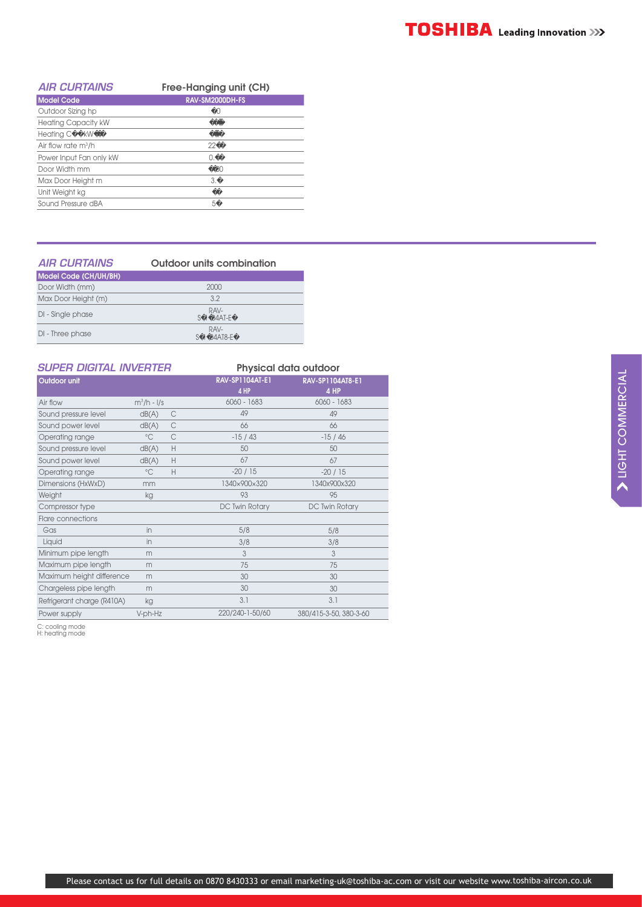## AIR CURTAINS — Free-Hanging unit (CH)

| Model Code | RAV-SM2000DH-FS |
|---|---|
| Outdoor Sizing hp | �0 |
| Heating Capacity kW | ��� |
| Heating C��kW��� | ��� |
| Air flow rate m³/h | 22�� |
| Power Input Fan only kW | 0.�� |
| Door Width mm | ��0 |
| Max Door Height m | 3.� |
| Unit Weight kg | �� |
| Sound Pressure dBA | 5� |

## AIR CURTAINS — Outdoor units combination

| Model Code (CH/UH/BH) | |
|---|---|
| Door Width (mm) | 2000 |
| Max Door Height (m) | 3.2 |
| DI - Single phase | RAV-S���4AT-E� |
| DI - Three phase | RAV-S���4AT8-E� |

## SUPER DIGITAL INVERTER — Physical data outdoor

| Outdoor unit | | | RAV-SP1104AT-E1 4 HP | RAV-SP1104AT8-E1 4 HP |
|---|---|---|---|---|
| Air flow | m³/h - l/s | | 6060 - 1683 | 6060 - 1683 |
| Sound pressure level | dB(A) | C | 49 | 49 |
| Sound power level | dB(A) | C | 66 | 66 |
| Operating range | °C | C | -15 / 43 | -15 / 46 |
| Sound pressure level | dB(A) | H | 50 | 50 |
| Sound power level | dB(A) | H | 67 | 67 |
| Operating range | °C | H | -20 / 15 | -20 / 15 |
| Dimensions (HxWxD) | mm | | 1340×900×320 | 1340x900x320 |
| Weight | kg | | 93 | 95 |
| Compressor type | | | DC Twin Rotary | DC Twin Rotary |
| Flare connections | | | | |
| Gas | in | | 5/8 | 5/8 |
| Liquid | in | | 3/8 | 3/8 |
| Minimum pipe length | m | | 3 | 3 |
| Maximum pipe length | m | | 75 | 75 |
| Maximum height difference | m | | 30 | 30 |
| Chargeless pipe length | m | | 30 | 30 |
| Refrigerant charge (R410A) | kg | | 3.1 | 3.1 |
| Power supply | V-ph-Hz | | 220/240-1-50/60 | 380/415-3-50, 380-3-60 |

C: cooling mode
H: heating mode

LIGHT COMMERCIAL

Please contact us for full details on 0870 8430333 or email marketing-uk@toshiba-ac.com or visit our website www.toshiba-aircon.co.uk